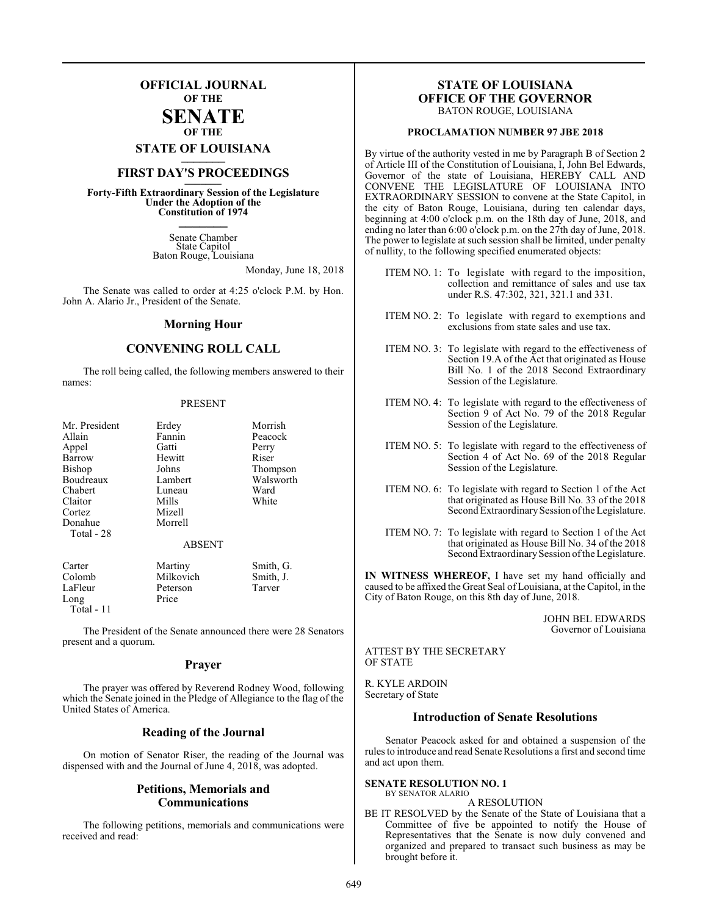# OFFICIAL JOURNAL OF THE SENATE OF THE STATE OF LOUISIANA

## FIRST DAY'S PROCEEDINGS

**Forty-Fifth Extraordinary Session of the Legislature Under the Adoption of the Constitution of 1974**

Senate Chamber
State Capitol
Baton Rouge, Louisiana

Monday, June 18, 2018

The Senate was called to order at 4:25 o'clock P.M. by Hon. John A. Alario Jr., President of the Senate.

## Morning Hour

## CONVENING ROLL CALL

The roll being called, the following members answered to their names:

PRESENT

| | | |
|---|---|---|
| Mr. President | Erdey | Morrish |
| Allain | Fannin | Peacock |
| Appel | Gatti | Perry |
| Barrow | Hewitt | Riser |
| Bishop | Johns | Thompson |
| Boudreaux | Lambert | Walsworth |
| Chabert | Luneau | Ward |
| Claitor | Mills | White |
| Cortez | Mizell | |
| Donahue | Morrell | |
| Total - 28 | | |

ABSENT

| | | |
|---|---|---|
| Carter | Martiny | Smith, G. |
| Colomb | Milkovich | Smith, J. |
| LaFleur | Peterson | Tarver |
| Long | Price | |
| Total - 11 | | |

The President of the Senate announced there were 28 Senators present and a quorum.

## Prayer

The prayer was offered by Reverend Rodney Wood, following which the Senate joined in the Pledge of Allegiance to the flag of the United States of America.

## Reading of the Journal

On motion of Senator Riser, the reading of the Journal was dispensed with and the Journal of June 4, 2018, was adopted.

## Petitions, Memorials and Communications

The following petitions, memorials and communications were received and read:

**STATE OF LOUISIANA**
**OFFICE OF THE GOVERNOR**
BATON ROUGE, LOUISIANA

**PROCLAMATION NUMBER 97 JBE 2018**

By virtue of the authority vested in me by Paragraph B of Section 2 of Article III of the Constitution of Louisiana, I, John Bel Edwards, Governor of the state of Louisiana, HEREBY CALL AND CONVENE THE LEGISLATURE OF LOUISIANA INTO EXTRAORDINARY SESSION to convene at the State Capitol, in the city of Baton Rouge, Louisiana, during ten calendar days, beginning at 4:00 o'clock p.m. on the 18th day of June, 2018, and ending no later than 6:00 o'clock p.m. on the 27th day of June, 2018. The power to legislate at such session shall be limited, under penalty of nullity, to the following specified enumerated objects:

ITEM NO. 1: To legislate with regard to the imposition, collection and remittance of sales and use tax under R.S. 47:302, 321, 321.1 and 331.

ITEM NO. 2: To legislate with regard to exemptions and exclusions from state sales and use tax.

ITEM NO. 3: To legislate with regard to the effectiveness of Section 19.A of the Act that originated as House Bill No. 1 of the 2018 Second Extraordinary Session of the Legislature.

ITEM NO. 4: To legislate with regard to the effectiveness of Section 9 of Act No. 79 of the 2018 Regular Session of the Legislature.

ITEM NO. 5: To legislate with regard to the effectiveness of Section 4 of Act No. 69 of the 2018 Regular Session of the Legislature.

ITEM NO. 6: To legislate with regard to Section 1 of the Act that originated as House Bill No. 33 of the 2018 Second Extraordinary Session of the Legislature.

ITEM NO. 7: To legislate with regard to Section 1 of the Act that originated as House Bill No. 34 of the 2018 Second Extraordinary Session of the Legislature.

**IN WITNESS WHEREOF,** I have set my hand officially and caused to be affixed the Great Seal of Louisiana, at the Capitol, in the City of Baton Rouge, on this 8th day of June, 2018.

JOHN BEL EDWARDS
Governor of Louisiana

ATTEST BY THE SECRETARY OF STATE

R. KYLE ARDOIN
Secretary of State

## Introduction of Senate Resolutions

Senator Peacock asked for and obtained a suspension of the rules to introduce and read Senate Resolutions a first and second time and act upon them.

**SENATE RESOLUTION NO. 1**
BY SENATOR ALARIO

A RESOLUTION

BE IT RESOLVED by the Senate of the State of Louisiana that a Committee of five be appointed to notify the House of Representatives that the Senate is now duly convened and organized and prepared to transact such business as may be brought before it.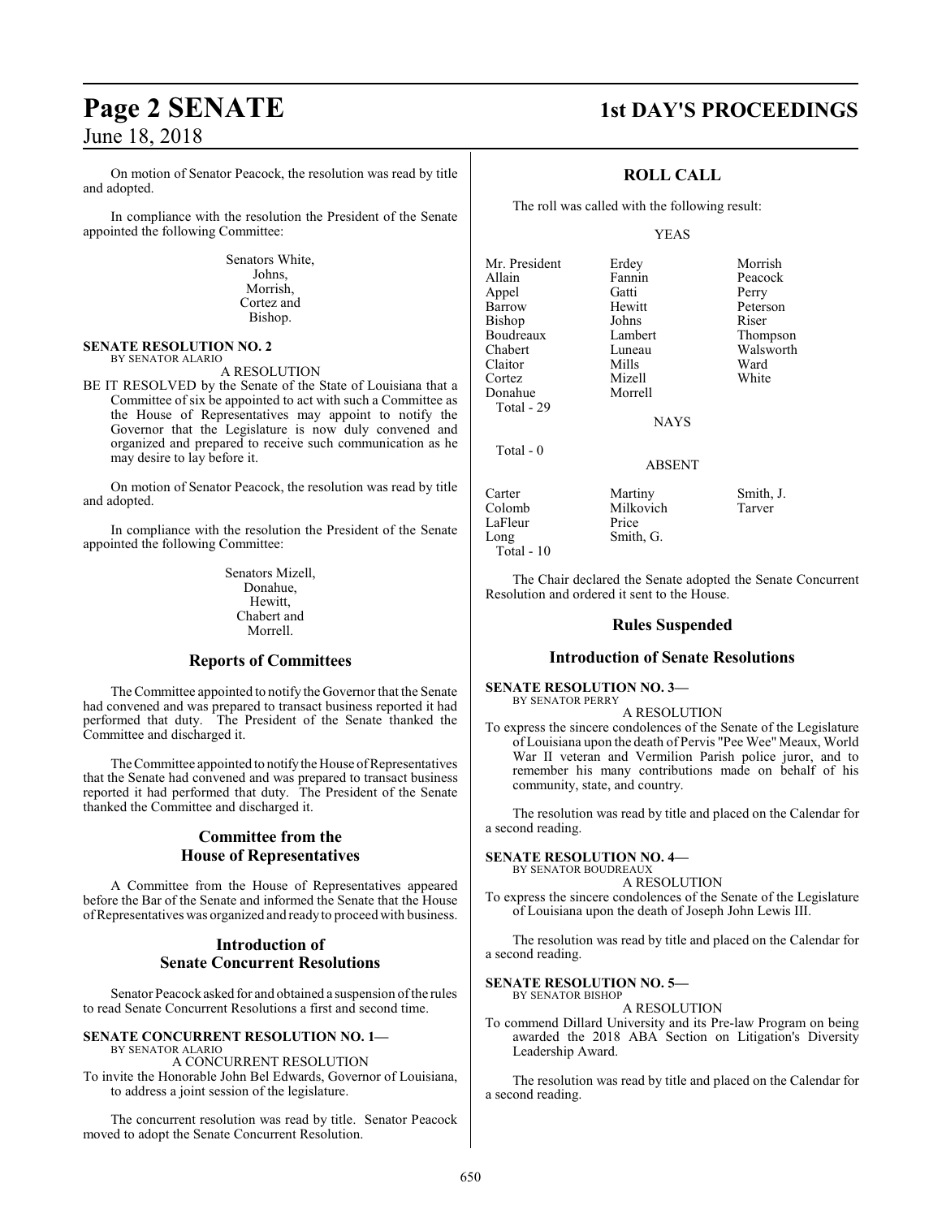On motion of Senator Peacock, the resolution was read by title and adopted.

In compliance with the resolution the President of the Senate appointed the following Committee:

Senators White,
Johns,
Morrish,
Cortez and
Bishop.

**SENATE RESOLUTION NO. 2**
BY SENATOR ALARIO

A RESOLUTION

BE IT RESOLVED by the Senate of the State of Louisiana that a Committee of six be appointed to act with such a Committee as the House of Representatives may appoint to notify the Governor that the Legislature is now duly convened and organized and prepared to receive such communication as he may desire to lay before it.

On motion of Senator Peacock, the resolution was read by title and adopted.

In compliance with the resolution the President of the Senate appointed the following Committee:

Senators Mizell,
Donahue,
Hewitt,
Chabert and
Morrell.

## Reports of Committees

The Committee appointed to notify the Governor that the Senate had convened and was prepared to transact business reported it had performed that duty. The President of the Senate thanked the Committee and discharged it.

The Committee appointed to notify the House of Representatives that the Senate had convened and was prepared to transact business reported it had performed that duty. The President of the Senate thanked the Committee and discharged it.

## Committee from the House of Representatives

A Committee from the House of Representatives appeared before the Bar of the Senate and informed the Senate that the House of Representatives was organized and ready to proceed with business.

## Introduction of Senate Concurrent Resolutions

Senator Peacock asked for and obtained a suspension of the rules to read Senate Concurrent Resolutions a first and second time.

**SENATE CONCURRENT RESOLUTION NO. 1—**
BY SENATOR ALARIO

A CONCURRENT RESOLUTION

To invite the Honorable John Bel Edwards, Governor of Louisiana, to address a joint session of the legislature.

The concurrent resolution was read by title. Senator Peacock moved to adopt the Senate Concurrent Resolution.

## ROLL CALL

The roll was called with the following result:

YEAS

| | | |
|---|---|---|
| Mr. President | Erdey | Morrish |
| Allain | Fannin | Peacock |
| Appel | Gatti | Perry |
| Barrow | Hewitt | Peterson |
| Bishop | Johns | Riser |
| Boudreaux | Lambert | Thompson |
| Chabert | Luneau | Walsworth |
| Claitor | Mills | Ward |
| Cortez | Mizell | White |
| Donahue | Morrell | |

Total - 29

NAYS

Total - 0

ABSENT

| | | |
|---|---|---|
| Carter | Martiny | Smith, J. |
| Colomb | Milkovich | Tarver |
| LaFleur | Price | |
| Long | Smith, G. | |

Total - 10

The Chair declared the Senate adopted the Senate Concurrent Resolution and ordered it sent to the House.

## Rules Suspended

## Introduction of Senate Resolutions

**SENATE RESOLUTION NO. 3—**
BY SENATOR PERRY

A RESOLUTION

To express the sincere condolences of the Senate of the Legislature of Louisiana upon the death of Pervis "Pee Wee" Meaux, World War II veteran and Vermilion Parish police juror, and to remember his many contributions made on behalf of his community, state, and country.

The resolution was read by title and placed on the Calendar for a second reading.

**SENATE RESOLUTION NO. 4—**
BY SENATOR BOUDREAUX

A RESOLUTION

To express the sincere condolences of the Senate of the Legislature of Louisiana upon the death of Joseph John Lewis III.

The resolution was read by title and placed on the Calendar for a second reading.

**SENATE RESOLUTION NO. 5—**
BY SENATOR BISHOP

A RESOLUTION

To commend Dillard University and its Pre-law Program on being awarded the 2018 ABA Section on Litigation's Diversity Leadership Award.

The resolution was read by title and placed on the Calendar for a second reading.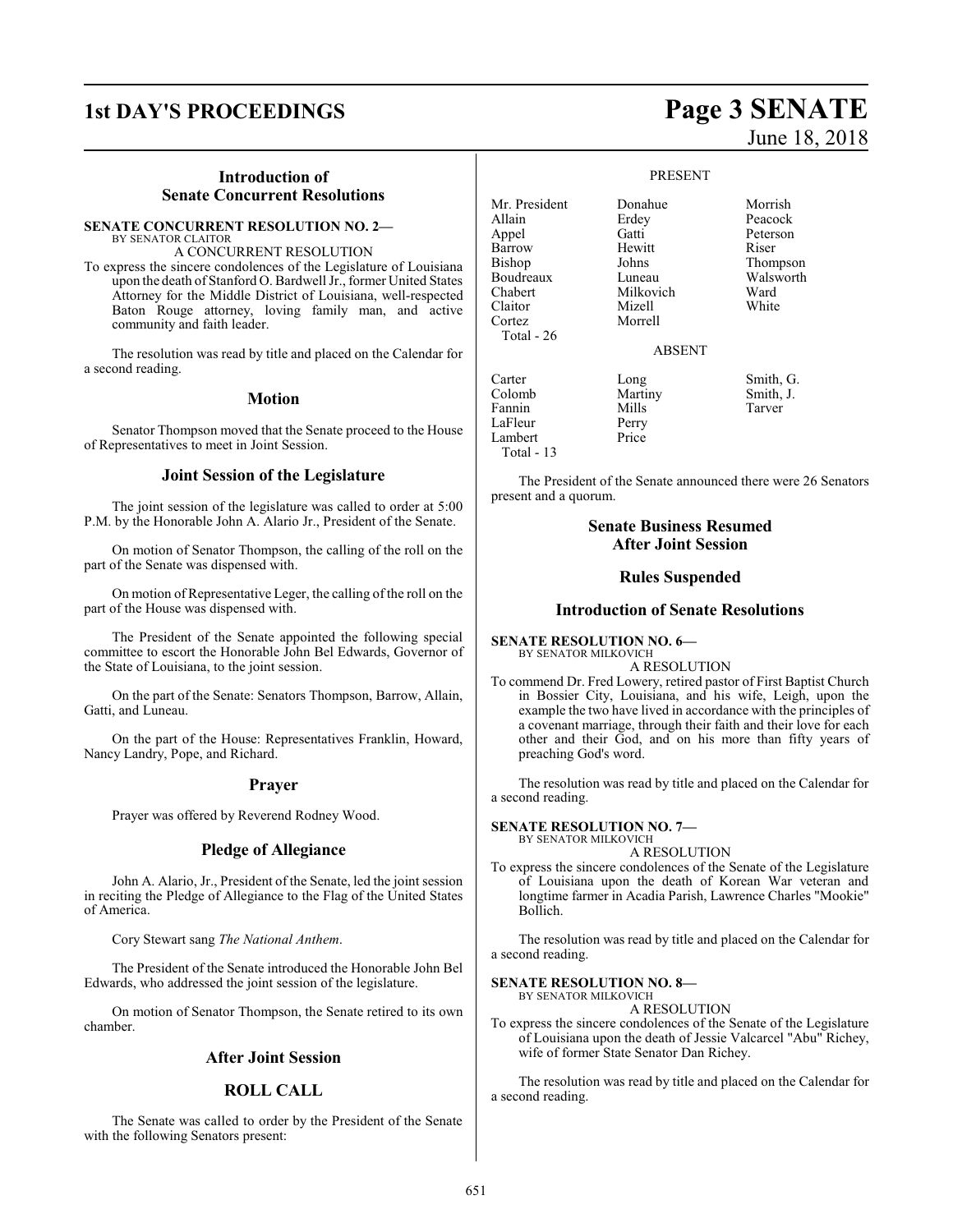## Introduction of Senate Concurrent Resolutions

**SENATE CONCURRENT RESOLUTION NO. 2—**
BY SENATOR CLAITOR

A CONCURRENT RESOLUTION

To express the sincere condolences of the Legislature of Louisiana upon the death of Stanford O. Bardwell Jr., former United States Attorney for the Middle District of Louisiana, well-respected Baton Rouge attorney, loving family man, and active community and faith leader.

The resolution was read by title and placed on the Calendar for a second reading.

## Motion

Senator Thompson moved that the Senate proceed to the House of Representatives to meet in Joint Session.

## Joint Session of the Legislature

The joint session of the legislature was called to order at 5:00 P.M. by the Honorable John A. Alario Jr., President of the Senate.

On motion of Senator Thompson, the calling of the roll on the part of the Senate was dispensed with.

On motion of Representative Leger, the calling of the roll on the part of the House was dispensed with.

The President of the Senate appointed the following special committee to escort the Honorable John Bel Edwards, Governor of the State of Louisiana, to the joint session.

On the part of the Senate: Senators Thompson, Barrow, Allain, Gatti, and Luneau.

On the part of the House: Representatives Franklin, Howard, Nancy Landry, Pope, and Richard.

## Prayer

Prayer was offered by Reverend Rodney Wood.

## Pledge of Allegiance

John A. Alario, Jr., President of the Senate, led the joint session in reciting the Pledge of Allegiance to the Flag of the United States of America.

Cory Stewart sang *The National Anthem*.

The President of the Senate introduced the Honorable John Bel Edwards, who addressed the joint session of the legislature.

On motion of Senator Thompson, the Senate retired to its own chamber.

## After Joint Session

## ROLL CALL

The Senate was called to order by the President of the Senate with the following Senators present:

PRESENT

| | | |
|---|---|---|
| Mr. President | Donahue | Morrish |
| Allain | Erdey | Peacock |
| Appel | Gatti | Peterson |
| Barrow | Hewitt | Riser |
| Bishop | Johns | Thompson |
| Boudreaux | Luneau | Walsworth |
| Chabert | Milkovich | Ward |
| Claitor | Mizell | White |
| Cortez | Morrell | |
| Total - 26 | | |

ABSENT

| | | |
|---|---|---|
| Carter | Long | Smith, G. |
| Colomb | Martiny | Smith, J. |
| Fannin | Mills | Tarver |
| LaFleur | Perry | |
| Lambert | Price | |
| Total - 13 | | |

The President of the Senate announced there were 26 Senators present and a quorum.

## Senate Business Resumed After Joint Session

## Rules Suspended

## Introduction of Senate Resolutions

**SENATE RESOLUTION NO. 6—**
BY SENATOR MILKOVICH

A RESOLUTION

To commend Dr. Fred Lowery, retired pastor of First Baptist Church in Bossier City, Louisiana, and his wife, Leigh, upon the example the two have lived in accordance with the principles of a covenant marriage, through their faith and their love for each other and their God, and on his more than fifty years of preaching God's word.

The resolution was read by title and placed on the Calendar for a second reading.

**SENATE RESOLUTION NO. 7—**
BY SENATOR MILKOVICH

A RESOLUTION

To express the sincere condolences of the Senate of the Legislature of Louisiana upon the death of Korean War veteran and longtime farmer in Acadia Parish, Lawrence Charles "Mookie" Bollich.

The resolution was read by title and placed on the Calendar for a second reading.

**SENATE RESOLUTION NO. 8—**
BY SENATOR MILKOVICH

A RESOLUTION

To express the sincere condolences of the Senate of the Legislature of Louisiana upon the death of Jessie Valcarcel "Abu" Richey, wife of former State Senator Dan Richey.

The resolution was read by title and placed on the Calendar for a second reading.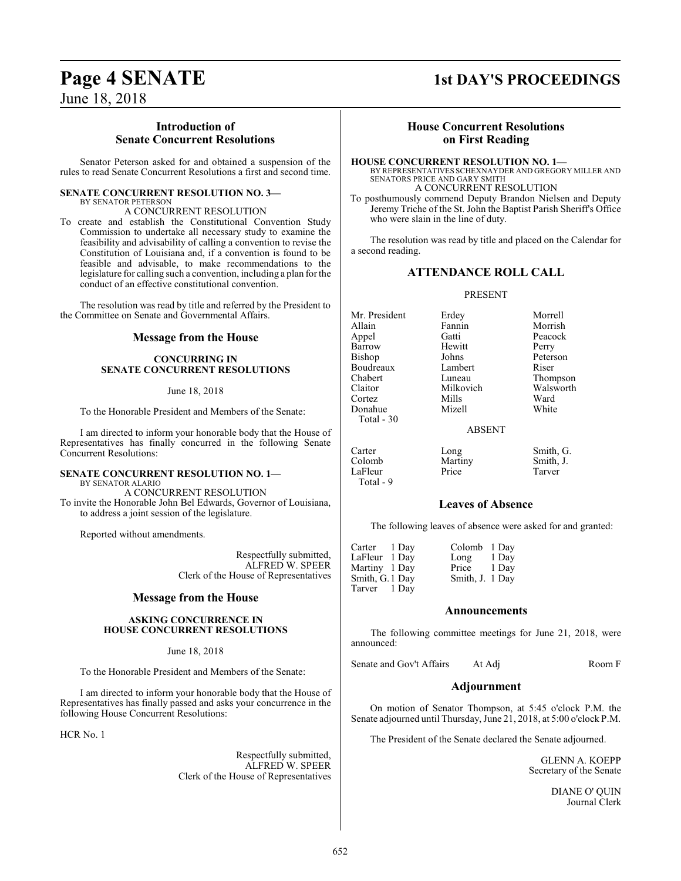## Introduction of Senate Concurrent Resolutions

Senator Peterson asked for and obtained a suspension of the rules to read Senate Concurrent Resolutions a first and second time.

**SENATE CONCURRENT RESOLUTION NO. 3—**
BY SENATOR PETERSON
A CONCURRENT RESOLUTION

To create and establish the Constitutional Convention Study Commission to undertake all necessary study to examine the feasibility and advisability of calling a convention to revise the Constitution of Louisiana and, if a convention is found to be feasible and advisable, to make recommendations to the legislature for calling such a convention, including a plan for the conduct of an effective constitutional convention.

The resolution was read by title and referred by the President to the Committee on Senate and Governmental Affairs.

## Message from the House

**CONCURRING IN SENATE CONCURRENT RESOLUTIONS**

June 18, 2018

To the Honorable President and Members of the Senate:

I am directed to inform your honorable body that the House of Representatives has finally concurred in the following Senate Concurrent Resolutions:

**SENATE CONCURRENT RESOLUTION NO. 1—**
BY SENATOR ALARIO
A CONCURRENT RESOLUTION

To invite the Honorable John Bel Edwards, Governor of Louisiana, to address a joint session of the legislature.

Reported without amendments.

Respectfully submitted,
ALFRED W. SPEER
Clerk of the House of Representatives

## Message from the House

**ASKING CONCURRENCE IN HOUSE CONCURRENT RESOLUTIONS**

June 18, 2018

To the Honorable President and Members of the Senate:

I am directed to inform your honorable body that the House of Representatives has finally passed and asks your concurrence in the following House Concurrent Resolutions:

HCR No. 1

Respectfully submitted,
ALFRED W. SPEER
Clerk of the House of Representatives

## House Concurrent Resolutions on First Reading

**HOUSE CONCURRENT RESOLUTION NO. 1—**
BY REPRESENTATIVES SCHEXNAYDER AND GREGORY MILLER AND SENATORS PRICE AND GARY SMITH
A CONCURRENT RESOLUTION

To posthumously commend Deputy Brandon Nielsen and Deputy Jeremy Triche of the St. John the Baptist Parish Sheriff's Office who were slain in the line of duty.

The resolution was read by title and placed on the Calendar for a second reading.

## ATTENDANCE ROLL CALL

PRESENT

| | | |
|---|---|---|
| Mr. President | Erdey | Morrell |
| Allain | Fannin | Morrish |
| Appel | Gatti | Peacock |
| Barrow | Hewitt | Perry |
| Bishop | Johns | Peterson |
| Boudreaux | Lambert | Riser |
| Chabert | Luneau | Thompson |
| Claitor | Milkovich | Walsworth |
| Cortez | Mills | Ward |
| Donahue | Mizell | White |

Total - 30

ABSENT

| | | |
|---|---|---|
| Carter | Long | Smith, G. |
| Colomb | Martiny | Smith, J. |
| LaFleur | Price | Tarver |

Total - 9

## Leaves of Absence

The following leaves of absence were asked for and granted:

| | | | |
|---|---|---|---|
| Carter | 1 Day | Colomb | 1 Day |
| LaFleur | 1 Day | Long | 1 Day |
| Martiny | 1 Day | Price | 1 Day |
| Smith, G. | 1 Day | Smith, J. | 1 Day |
| Tarver | 1 Day | | |

## Announcements

The following committee meetings for June 21, 2018, were announced:

| | | |
|---|---|---|
| Senate and Gov't Affairs | At Adj | Room F |

## Adjournment

On motion of Senator Thompson, at 5:45 o'clock P.M. the Senate adjourned until Thursday, June 21, 2018, at 5:00 o'clock P.M.

The President of the Senate declared the Senate adjourned.

GLENN A. KOEPP
Secretary of the Senate

DIANE O' QUIN
Journal Clerk